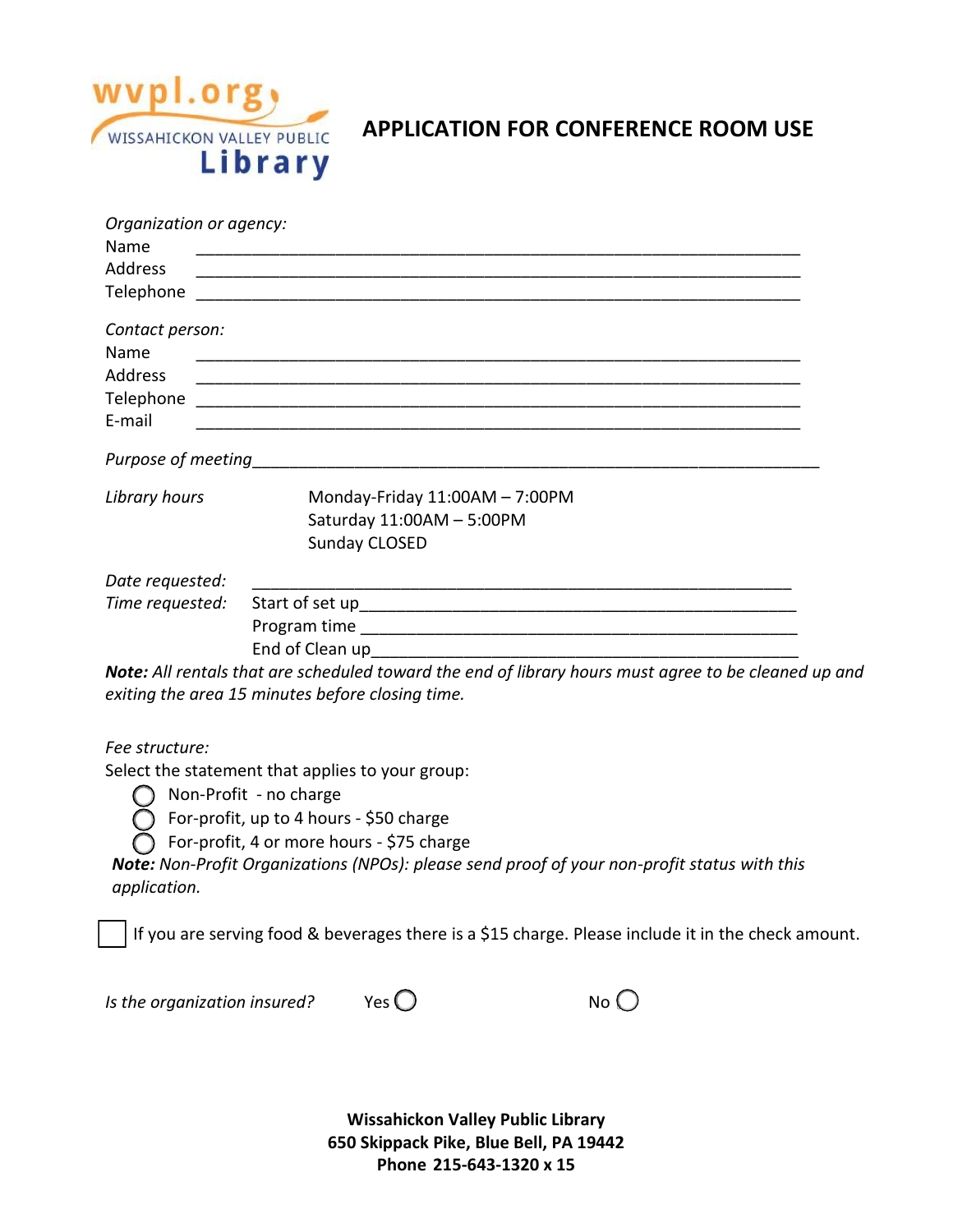wvpl.org WISSAHICKON VALLEY PUBLIC Library

# APPLICATION FOR CONFERENCE ROOM USE

*Organization or agency:*

Name \_\_\_\_\_\_\_\_\_\_\_\_\_\_\_\_\_\_\_\_\_\_\_\_\_\_\_\_\_\_\_\_\_\_\_\_\_\_\_\_\_\_\_\_\_\_\_\_\_\_\_\_\_\_\_\_\_\_\_\_

Address \_\_\_\_\_\_\_\_\_\_\_\_\_\_\_\_\_\_\_\_\_\_\_\_\_\_\_\_\_\_\_\_\_\_\_\_\_\_\_\_\_\_\_\_\_\_\_\_\_\_\_\_\_\_\_\_\_\_\_\_

Telephone \_\_\_\_\_\_\_\_\_\_\_\_\_\_\_\_\_\_\_\_\_\_\_\_\_\_\_\_\_\_\_\_\_\_\_\_\_\_\_\_\_\_\_\_\_\_\_\_\_\_\_\_\_\_\_\_\_\_\_\_

*Contact person:*

Name \_\_\_\_\_\_\_\_\_\_\_\_\_\_\_\_\_\_\_\_\_\_\_\_\_\_\_\_\_\_\_\_\_\_\_\_\_\_\_\_\_\_\_\_\_\_\_\_\_\_\_\_\_\_\_\_\_\_\_\_

Address \_\_\_\_\_\_\_\_\_\_\_\_\_\_\_\_\_\_\_\_\_\_\_\_\_\_\_\_\_\_\_\_\_\_\_\_\_\_\_\_\_\_\_\_\_\_\_\_\_\_\_\_\_\_\_\_\_\_\_\_

Telephone \_\_\_\_\_\_\_\_\_\_\_\_\_\_\_\_\_\_\_\_\_\_\_\_\_\_\_\_\_\_\_\_\_\_\_\_\_\_\_\_\_\_\_\_\_\_\_\_\_\_\_\_\_\_\_\_\_\_\_\_

E-mail \_\_\_\_\_\_\_\_\_\_\_\_\_\_\_\_\_\_\_\_\_\_\_\_\_\_\_\_\_\_\_\_\_\_\_\_\_\_\_\_\_\_\_\_\_\_\_\_\_\_\_\_\_\_\_\_\_\_\_\_

*Purpose of meeting*\_\_\_\_\_\_\_\_\_\_\_\_\_\_\_\_\_\_\_\_\_\_\_\_\_\_\_\_\_\_\_\_\_\_\_\_\_\_\_\_\_\_\_\_\_\_\_\_\_\_\_\_\_\_\_\_\_\_\_\_

*Library hours*
Monday-Friday 11:00AM – 7:00PM
Saturday 11:00AM – 5:00PM
Sunday CLOSED

*Date requested:* \_\_\_\_\_\_\_\_\_\_\_\_\_\_\_\_\_\_\_\_\_\_\_\_\_\_\_\_\_\_\_\_\_\_\_\_\_\_\_\_\_\_\_\_\_\_\_\_\_\_\_\_\_\_

*Time requested:* Start of set up\_\_\_\_\_\_\_\_\_\_\_\_\_\_\_\_\_\_\_\_\_\_\_\_\_\_\_\_\_\_\_\_\_\_\_\_\_\_\_\_\_\_\_\_\_\_

Program time \_\_\_\_\_\_\_\_\_\_\_\_\_\_\_\_\_\_\_\_\_\_\_\_\_\_\_\_\_\_\_\_\_\_\_\_\_\_\_\_\_\_\_\_\_\_

End of Clean up\_\_\_\_\_\_\_\_\_\_\_\_\_\_\_\_\_\_\_\_\_\_\_\_\_\_\_\_\_\_\_\_\_\_\_\_\_\_\_\_\_\_\_\_\_\_

***Note:*** *All rentals that are scheduled toward the end of library hours must agree to be cleaned up and exiting the area 15 minutes before closing time.*

*Fee structure:*

Select the statement that applies to your group:

- ◯ Non-Profit - no charge
- ◯ For-profit, up to 4 hours - $50 charge
- ◯ For-profit, 4 or more hours - $75 charge

***Note:*** *Non-Profit Organizations (NPOs): please send proof of your non-profit status with this application.*

☐ If you are serving food & beverages there is a $15 charge. Please include it in the check amount.

*Is the organization insured?* Yes ◯ No ◯

**Wissahickon Valley Public Library**
**650 Skippack Pike, Blue Bell, PA 19442**
**Phone 215-643-1320 x 15**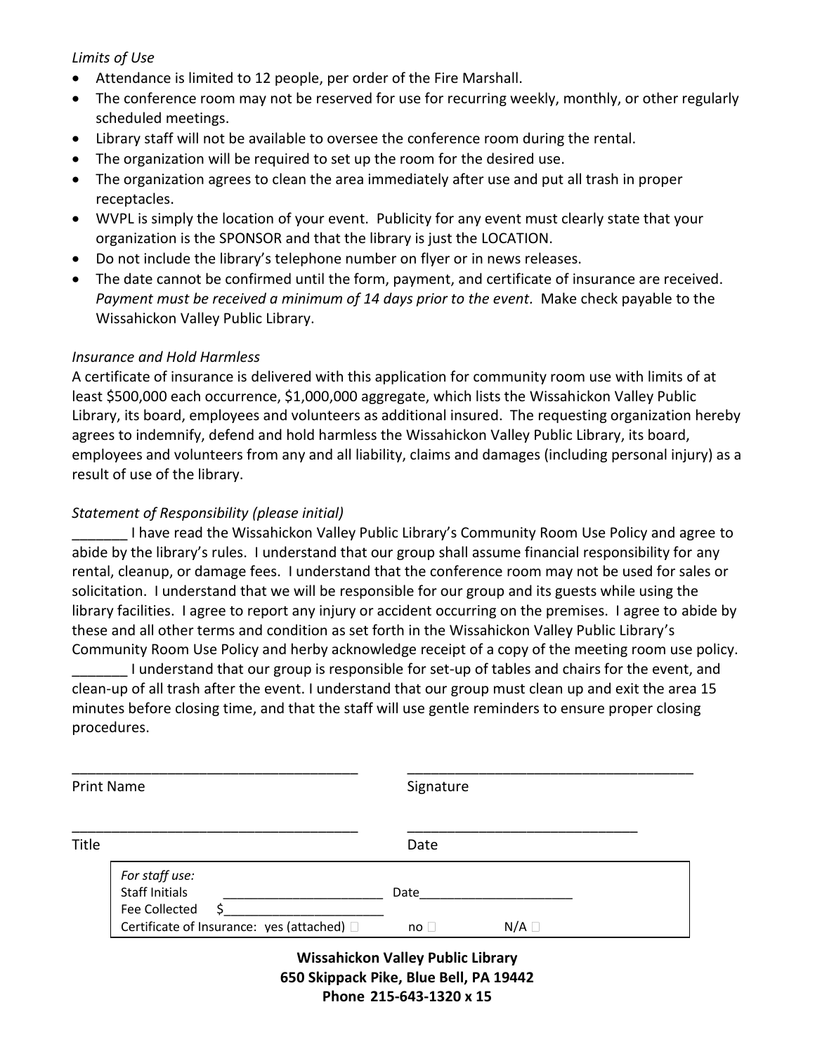*Limits of Use*

- Attendance is limited to 12 people, per order of the Fire Marshall.
- The conference room may not be reserved for use for recurring weekly, monthly, or other regularly scheduled meetings.
- Library staff will not be available to oversee the conference room during the rental.
- The organization will be required to set up the room for the desired use.
- The organization agrees to clean the area immediately after use and put all trash in proper receptacles.
- WVPL is simply the location of your event. Publicity for any event must clearly state that your organization is the SPONSOR and that the library is just the LOCATION.
- Do not include the library's telephone number on flyer or in news releases.
- The date cannot be confirmed until the form, payment, and certificate of insurance are received. *Payment must be received a minimum of 14 days prior to the event*. Make check payable to the Wissahickon Valley Public Library.

*Insurance and Hold Harmless*

A certificate of insurance is delivered with this application for community room use with limits of at least $500,000 each occurrence, $1,000,000 aggregate, which lists the Wissahickon Valley Public Library, its board, employees and volunteers as additional insured. The requesting organization hereby agrees to indemnify, defend and hold harmless the Wissahickon Valley Public Library, its board, employees and volunteers from any and all liability, claims and damages (including personal injury) as a result of use of the library.

*Statement of Responsibility (please initial)*

_______ I have read the Wissahickon Valley Public Library's Community Room Use Policy and agree to abide by the library's rules. I understand that our group shall assume financial responsibility for any rental, cleanup, or damage fees. I understand that the conference room may not be used for sales or solicitation. I understand that we will be responsible for our group and its guests while using the library facilities. I agree to report any injury or accident occurring on the premises. I agree to abide by these and all other terms and condition as set forth in the Wissahickon Valley Public Library's Community Room Use Policy and herby acknowledge receipt of a copy of the meeting room use policy.

_______ I understand that our group is responsible for set-up of tables and chairs for the event, and clean-up of all trash after the event. I understand that our group must clean up and exit the area 15 minutes before closing time, and that the staff will use gentle reminders to ensure proper closing procedures.

_____________________________________ _____________________________________

Print Name Signature

_____________________________________ _____________________________________

Title Date

*For staff use:*

Staff Initials ______________________ Date______________________

Fee Collected $______________________

Certificate of Insurance: yes (attached) ☐ no ☐ N/A ☐

**Wissahickon Valley Public Library**
**650 Skippack Pike, Blue Bell, PA 19442**
**Phone 215-643-1320 x 15**